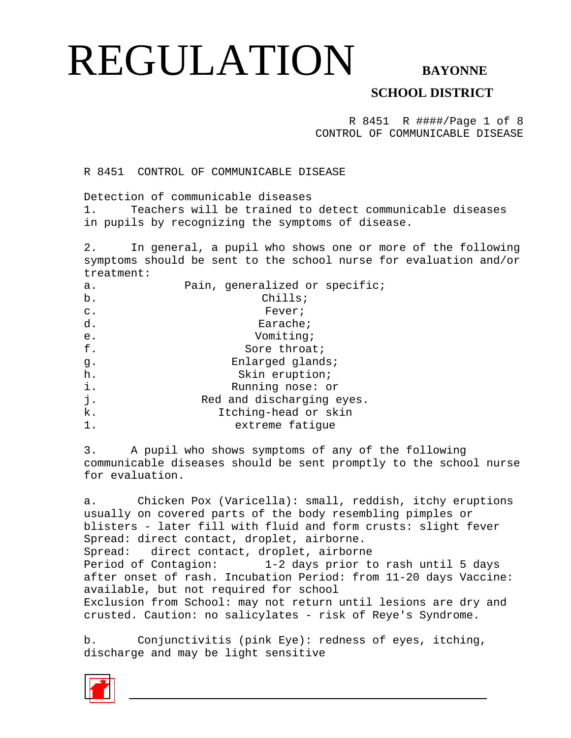# REGULATION

**BAYONNE SCHOOL DISTRICT**

R 8451 R ####/Page 1 of 8
CONTROL OF COMMUNICABLE DISEASE

## R 8451 CONTROL OF COMMUNICABLE DISEASE

Detection of communicable diseases

1. Teachers will be trained to detect communicable diseases in pupils by recognizing the symptoms of disease.

2. In general, a pupil who shows one or more of the following symptoms should be sent to the school nurse for evaluation and/or treatment:

a. Pain, generalized or specific;
b. Chills;
c. Fever;
d. Earache;
e. Vomiting;
f. Sore throat;
g. Enlarged glands;
h. Skin eruption;
i. Running nose: or
j. Red and discharging eyes.
k. Itching-head or skin
1. extreme fatigue

3. A pupil who shows symptoms of any of the following communicable diseases should be sent promptly to the school nurse for evaluation.

a. Chicken Pox (Varicella): small, reddish, itchy eruptions usually on covered parts of the body resembling pimples or blisters - later fill with fluid and form crusts: slight fever Spread: direct contact, droplet, airborne.
Spread: direct contact, droplet, airborne
Period of Contagion: 1-2 days prior to rash until 5 days after onset of rash. Incubation Period: from 11-20 days Vaccine: available, but not required for school
Exclusion from School: may not return until lesions are dry and crusted. Caution: no salicylates - risk of Reye's Syndrome.

b. Conjunctivitis (pink Eye): redness of eyes, itching, discharge and may be light sensitive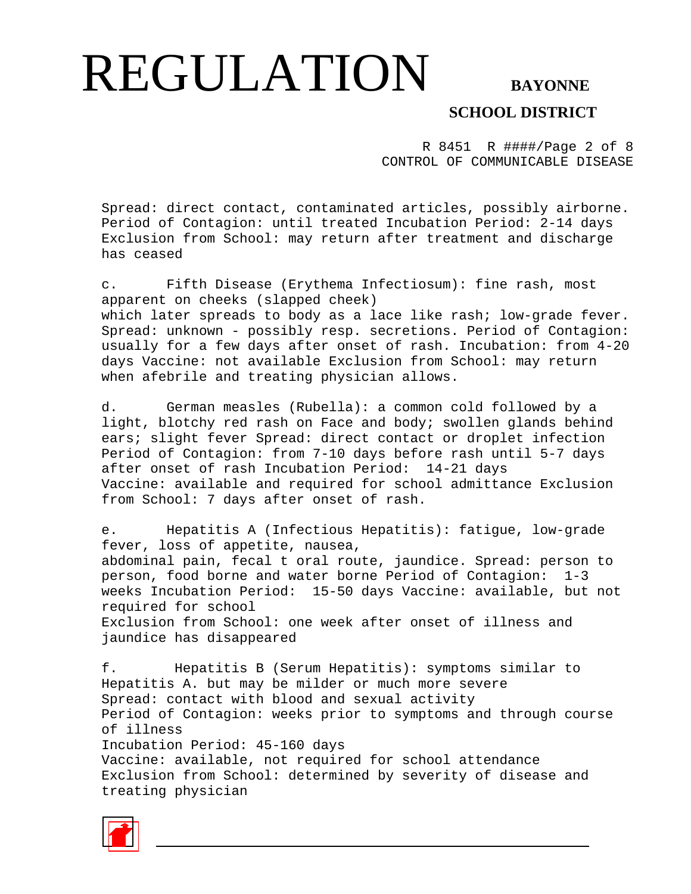Spread: direct contact, contaminated articles, possibly airborne. Period of Contagion: until treated Incubation Period: 2-14 days Exclusion from School: may return after treatment and discharge has ceased

c. Fifth Disease (Erythema Infectiosum): fine rash, most apparent on cheeks (slapped cheek) which later spreads to body as a lace like rash; low-grade fever. Spread: unknown - possibly resp. secretions. Period of Contagion: usually for a few days after onset of rash. Incubation: from 4-20 days Vaccine: not available Exclusion from School: may return when afebrile and treating physician allows.

d. German measles (Rubella): a common cold followed by a light, blotchy red rash on Face and body; swollen glands behind ears; slight fever Spread: direct contact or droplet infection Period of Contagion: from 7-10 days before rash until 5-7 days after onset of rash Incubation Period: 14-21 days Vaccine: available and required for school admittance Exclusion from School: 7 days after onset of rash.

e. Hepatitis A (Infectious Hepatitis): fatigue, low-grade fever, loss of appetite, nausea, abdominal pain, fecal t oral route, jaundice. Spread: person to person, food borne and water borne Period of Contagion: 1-3 weeks Incubation Period: 15-50 days Vaccine: available, but not required for school
Exclusion from School: one week after onset of illness and jaundice has disappeared

f. Hepatitis B (Serum Hepatitis): symptoms similar to Hepatitis A. but may be milder or much more severe
Spread: contact with blood and sexual activity
Period of Contagion: weeks prior to symptoms and through course of illness
Incubation Period: 45-160 days
Vaccine: available, not required for school attendance
Exclusion from School: determined by severity of disease and treating physician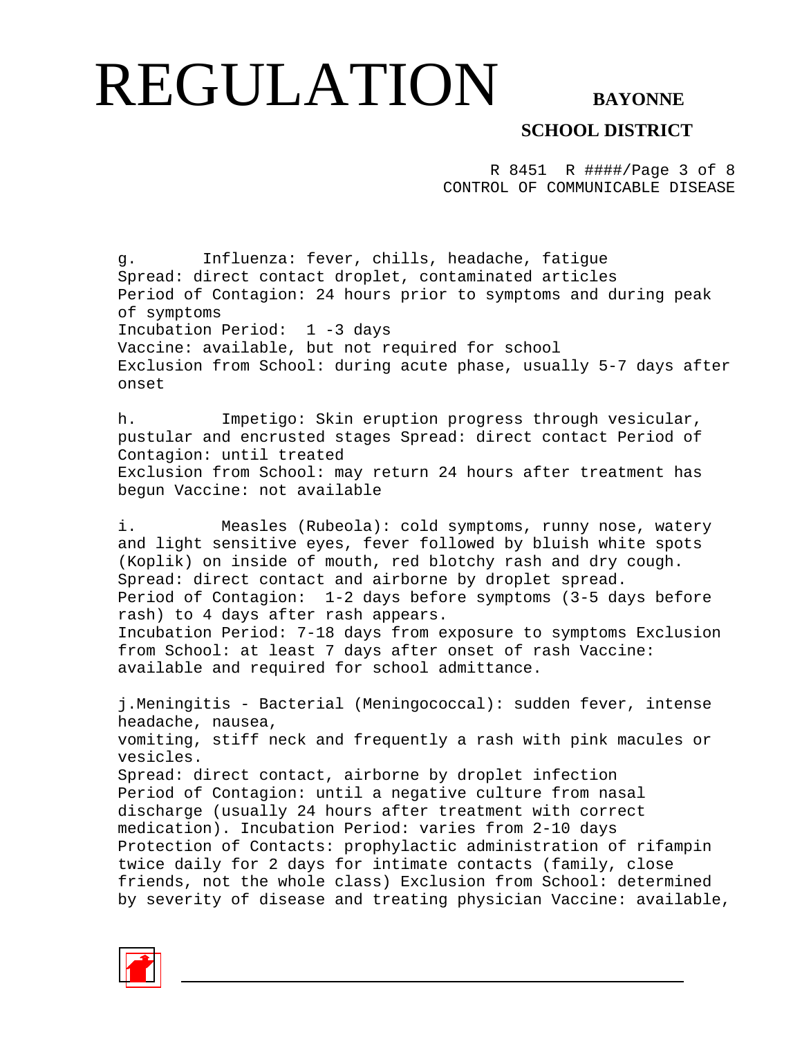g. Influenza: fever, chills, headache, fatigue
Spread: direct contact droplet, contaminated articles
Period of Contagion: 24 hours prior to symptoms and during peak of symptoms
Incubation Period: 1 -3 days
Vaccine: available, but not required for school
Exclusion from School: during acute phase, usually 5-7 days after onset

h. Impetigo: Skin eruption progress through vesicular, pustular and encrusted stages Spread: direct contact Period of Contagion: until treated
Exclusion from School: may return 24 hours after treatment has begun Vaccine: not available

i. Measles (Rubeola): cold symptoms, runny nose, watery and light sensitive eyes, fever followed by bluish white spots (Koplik) on inside of mouth, red blotchy rash and dry cough.
Spread: direct contact and airborne by droplet spread.
Period of Contagion: 1-2 days before symptoms (3-5 days before rash) to 4 days after rash appears.
Incubation Period: 7-18 days from exposure to symptoms Exclusion from School: at least 7 days after onset of rash Vaccine: available and required for school admittance.

j. Meningitis - Bacterial (Meningococcal): sudden fever, intense headache, nausea,
vomiting, stiff neck and frequently a rash with pink macules or vesicles.
Spread: direct contact, airborne by droplet infection
Period of Contagion: until a negative culture from nasal discharge (usually 24 hours after treatment with correct medication). Incubation Period: varies from 2-10 days
Protection of Contacts: prophylactic administration of rifampin twice daily for 2 days for intimate contacts (family, close friends, not the whole class) Exclusion from School: determined by severity of disease and treating physician Vaccine: available,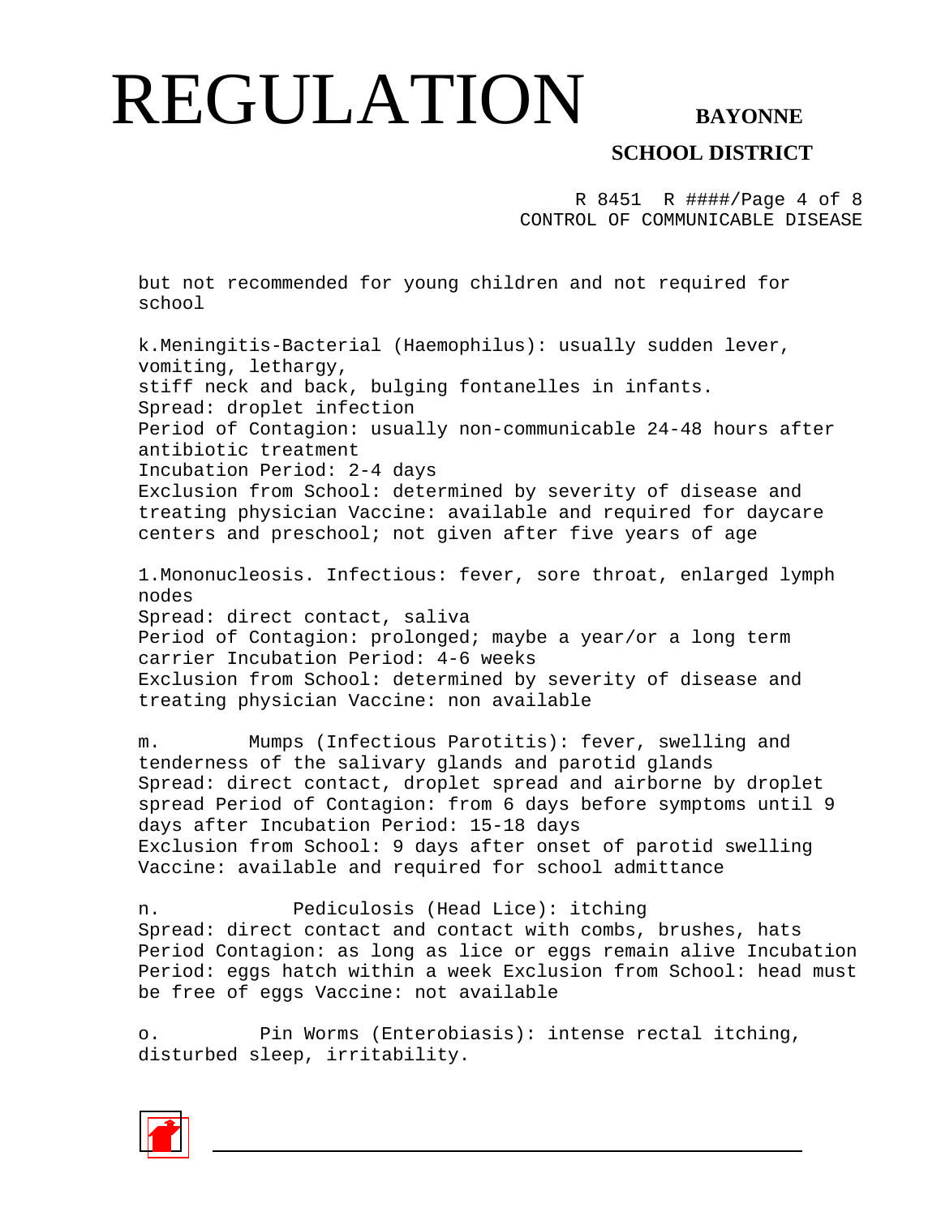but not recommended for young children and not required for school

k. Meningitis-Bacterial (Haemophilus): usually sudden lever, vomiting, lethargy,
stiff neck and back, bulging fontanelles in infants.
Spread: droplet infection
Period of Contagion: usually non-communicable 24-48 hours after antibiotic treatment
Incubation Period: 2-4 days
Exclusion from School: determined by severity of disease and treating physician Vaccine: available and required for daycare centers and preschool; not given after five years of age

1. Mononucleosis. Infectious: fever, sore throat, enlarged lymph nodes
Spread: direct contact, saliva
Period of Contagion: prolonged; maybe a year/or a long term carrier Incubation Period: 4-6 weeks
Exclusion from School: determined by severity of disease and treating physician Vaccine: non available

m. Mumps (Infectious Parotitis): fever, swelling and tenderness of the salivary glands and parotid glands
Spread: direct contact, droplet spread and airborne by droplet spread Period of Contagion: from 6 days before symptoms until 9 days after Incubation Period: 15-18 days
Exclusion from School: 9 days after onset of parotid swelling
Vaccine: available and required for school admittance

n. Pediculosis (Head Lice): itching
Spread: direct contact and contact with combs, brushes, hats
Period Contagion: as long as lice or eggs remain alive Incubation Period: eggs hatch within a week Exclusion from School: head must be free of eggs Vaccine: not available

o. Pin Worms (Enterobiasis): intense rectal itching, disturbed sleep, irritability.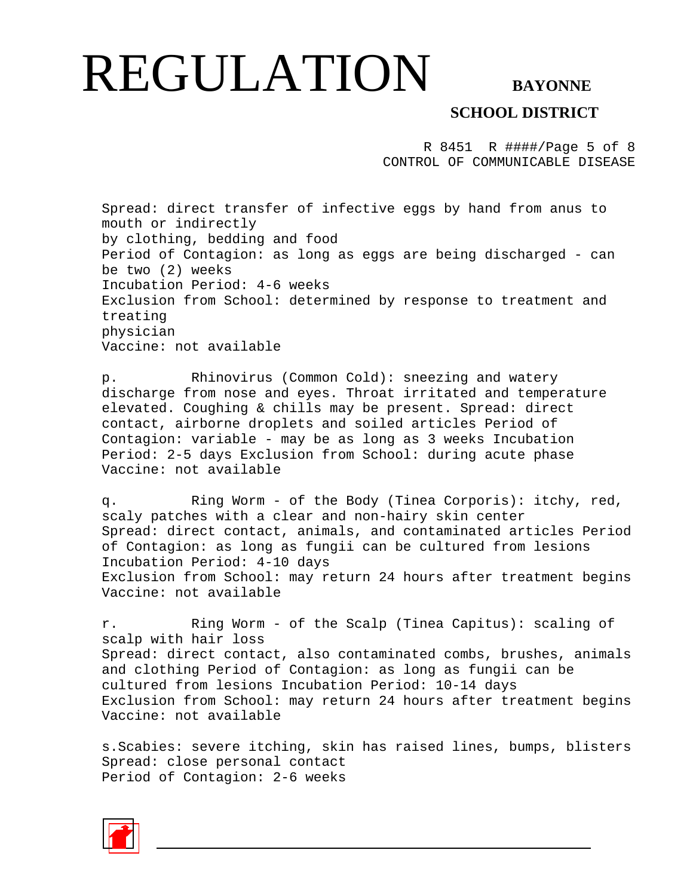Spread: direct transfer of infective eggs by hand from anus to mouth or indirectly
by clothing, bedding and food
Period of Contagion: as long as eggs are being discharged - can be two (2) weeks
Incubation Period: 4-6 weeks
Exclusion from School: determined by response to treatment and treating
physician
Vaccine: not available

p. Rhinovirus (Common Cold): sneezing and watery discharge from nose and eyes. Throat irritated and temperature elevated. Coughing & chills may be present. Spread: direct contact, airborne droplets and soiled articles Period of Contagion: variable - may be as long as 3 weeks Incubation Period: 2-5 days Exclusion from School: during acute phase Vaccine: not available

q. Ring Worm - of the Body (Tinea Corporis): itchy, red, scaly patches with a clear and non-hairy skin center
Spread: direct contact, animals, and contaminated articles Period of Contagion: as long as fungii can be cultured from lesions
Incubation Period: 4-10 days
Exclusion from School: may return 24 hours after treatment begins
Vaccine: not available

r. Ring Worm - of the Scalp (Tinea Capitus): scaling of scalp with hair loss
Spread: direct contact, also contaminated combs, brushes, animals and clothing Period of Contagion: as long as fungii can be cultured from lesions Incubation Period: 10-14 days
Exclusion from School: may return 24 hours after treatment begins
Vaccine: not available

s.Scabies: severe itching, skin has raised lines, bumps, blisters
Spread: close personal contact
Period of Contagion: 2-6 weeks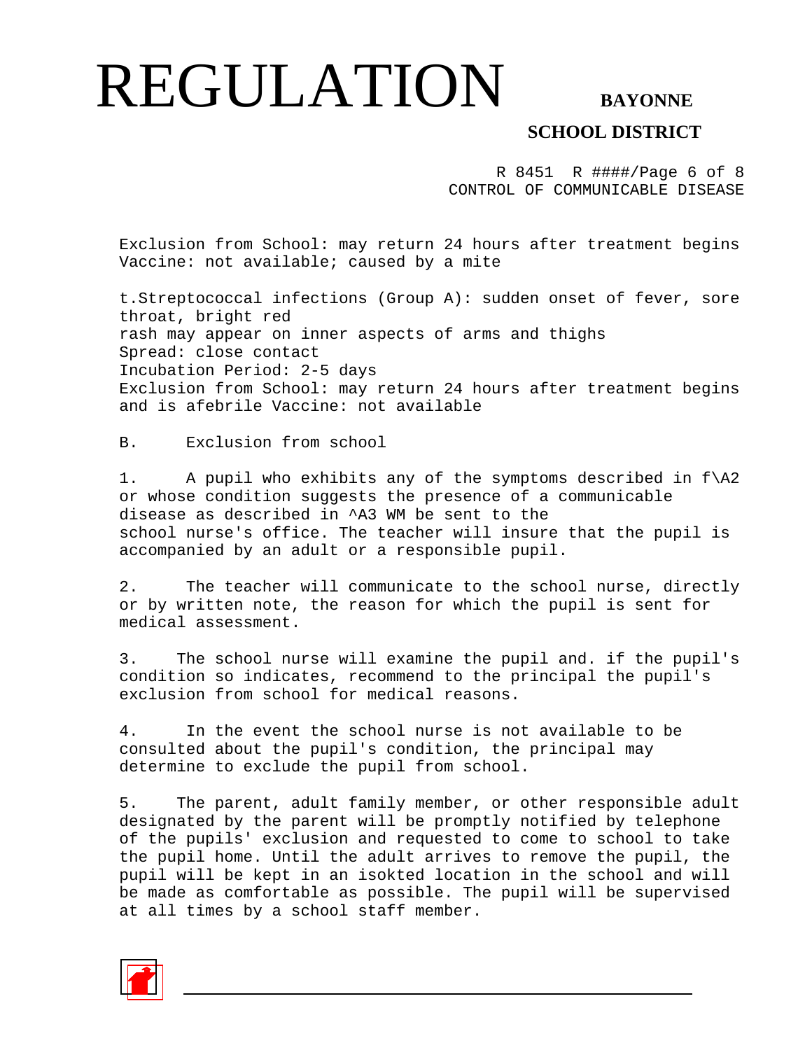Exclusion from School: may return 24 hours after treatment begins
Vaccine: not available; caused by a mite

t.Streptococcal infections (Group A): sudden onset of fever, sore throat, bright red
rash may appear on inner aspects of arms and thighs
Spread: close contact
Incubation Period: 2-5 days
Exclusion from School: may return 24 hours after treatment begins and is afebrile Vaccine: not available

B. Exclusion from school

1. A pupil who exhibits any of the symptoms described in f\A2 or whose condition suggests the presence of a communicable disease as described in ^A3 WM be sent to the school nurse's office. The teacher will insure that the pupil is accompanied by an adult or a responsible pupil.

2. The teacher will communicate to the school nurse, directly or by written note, the reason for which the pupil is sent for medical assessment.

3. The school nurse will examine the pupil and. if the pupil's condition so indicates, recommend to the principal the pupil's exclusion from school for medical reasons.

4. In the event the school nurse is not available to be consulted about the pupil's condition, the principal may determine to exclude the pupil from school.

5. The parent, adult family member, or other responsible adult designated by the parent will be promptly notified by telephone of the pupils' exclusion and requested to come to school to take the pupil home. Until the adult arrives to remove the pupil, the pupil will be kept in an isokted location in the school and will be made as comfortable as possible. The pupil will be supervised at all times by a school staff member.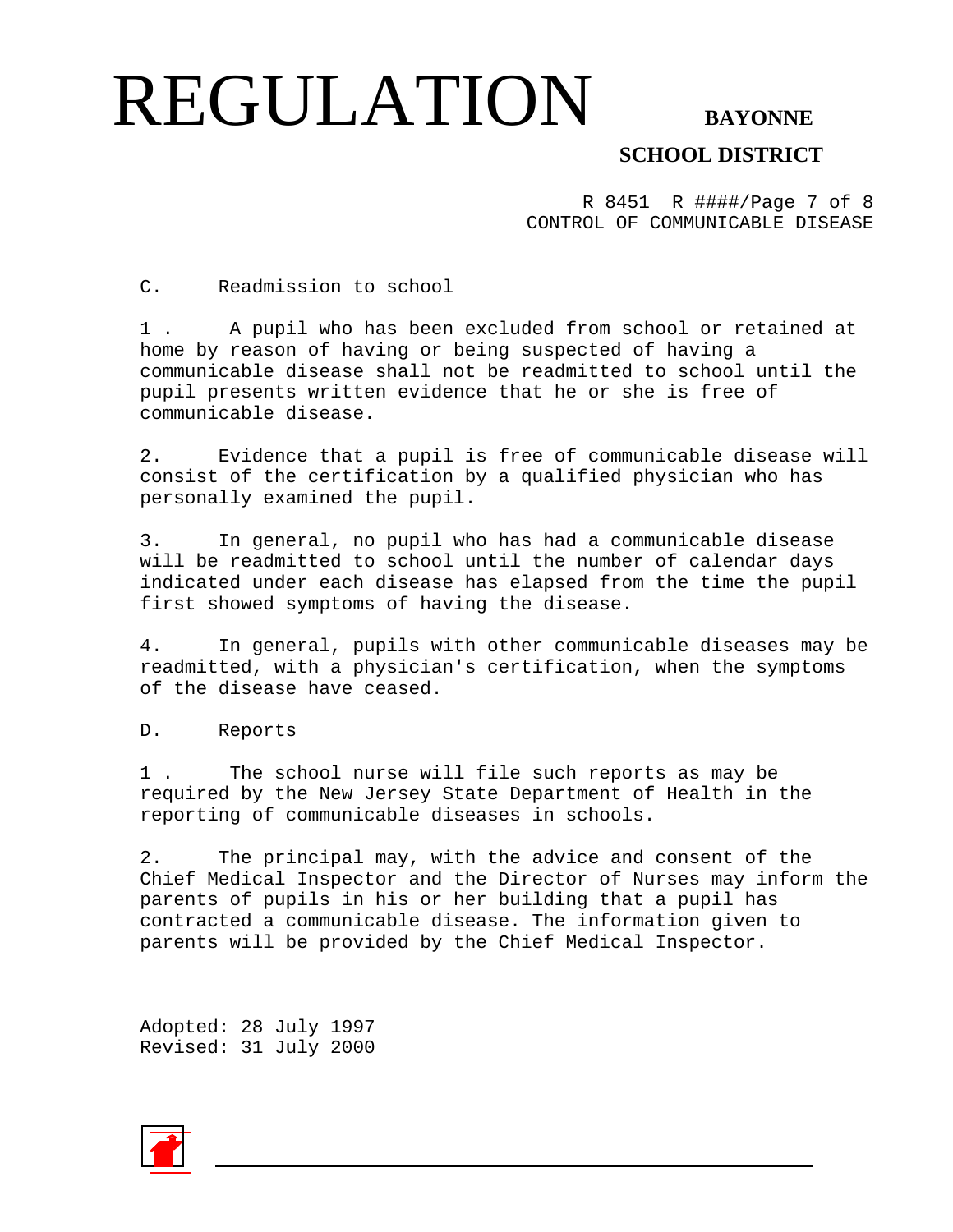C. Readmission to school

1. A pupil who has been excluded from school or retained at home by reason of having or being suspected of having a communicable disease shall not be readmitted to school until the pupil presents written evidence that he or she is free of communicable disease.

2. Evidence that a pupil is free of communicable disease will consist of the certification by a qualified physician who has personally examined the pupil.

3. In general, no pupil who has had a communicable disease will be readmitted to school until the number of calendar days indicated under each disease has elapsed from the time the pupil first showed symptoms of having the disease.

4. In general, pupils with other communicable diseases may be readmitted, with a physician's certification, when the symptoms of the disease have ceased.

D. Reports

1. The school nurse will file such reports as may be required by the New Jersey State Department of Health in the reporting of communicable diseases in schools.

2. The principal may, with the advice and consent of the Chief Medical Inspector and the Director of Nurses may inform the parents of pupils in his or her building that a pupil has contracted a communicable disease. The information given to parents will be provided by the Chief Medical Inspector.

Adopted: 28 July 1997
Revised: 31 July 2000